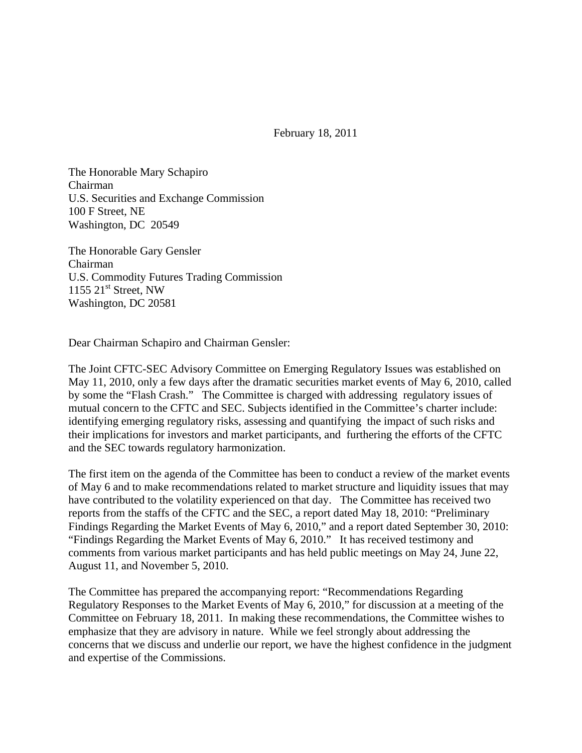February 18, 2011

The Honorable Mary Schapiro
Chairman
U.S. Securities and Exchange Commission
100 F Street, NE
Washington, DC 20549

The Honorable Gary Gensler
Chairman
U.S. Commodity Futures Trading Commission
1155 21st Street, NW
Washington, DC 20581

Dear Chairman Schapiro and Chairman Gensler:

The Joint CFTC-SEC Advisory Committee on Emerging Regulatory Issues was established on May 11, 2010, only a few days after the dramatic securities market events of May 6, 2010, called by some the "Flash Crash." The Committee is charged with addressing regulatory issues of mutual concern to the CFTC and SEC. Subjects identified in the Committee's charter include: identifying emerging regulatory risks, assessing and quantifying the impact of such risks and their implications for investors and market participants, and furthering the efforts of the CFTC and the SEC towards regulatory harmonization.

The first item on the agenda of the Committee has been to conduct a review of the market events of May 6 and to make recommendations related to market structure and liquidity issues that may have contributed to the volatility experienced on that day. The Committee has received two reports from the staffs of the CFTC and the SEC, a report dated May 18, 2010: "Preliminary Findings Regarding the Market Events of May 6, 2010," and a report dated September 30, 2010: "Findings Regarding the Market Events of May 6, 2010." It has received testimony and comments from various market participants and has held public meetings on May 24, June 22, August 11, and November 5, 2010.

The Committee has prepared the accompanying report: "Recommendations Regarding Regulatory Responses to the Market Events of May 6, 2010," for discussion at a meeting of the Committee on February 18, 2011. In making these recommendations, the Committee wishes to emphasize that they are advisory in nature. While we feel strongly about addressing the concerns that we discuss and underlie our report, we have the highest confidence in the judgment and expertise of the Commissions.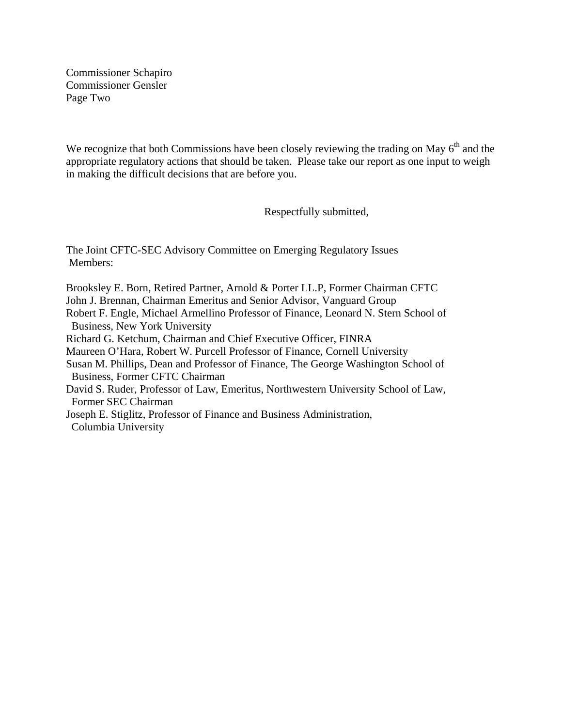Commissioner Schapiro
Commissioner Gensler
Page Two

We recognize that both Commissions have been closely reviewing the trading on May 6th and the appropriate regulatory actions that should be taken. Please take our report as one input to weigh in making the difficult decisions that are before you.

Respectfully submitted,

The Joint CFTC-SEC Advisory Committee on Emerging Regulatory Issues
Members:

Brooksley E. Born, Retired Partner, Arnold & Porter LL.P, Former Chairman CFTC
John J. Brennan, Chairman Emeritus and Senior Advisor, Vanguard Group
Robert F. Engle, Michael Armellino Professor of Finance, Leonard N. Stern School of Business, New York University
Richard G. Ketchum, Chairman and Chief Executive Officer, FINRA
Maureen O'Hara, Robert W. Purcell Professor of Finance, Cornell University
Susan M. Phillips, Dean and Professor of Finance, The George Washington School of Business, Former CFTC Chairman
David S. Ruder, Professor of Law, Emeritus, Northwestern University School of Law, Former SEC Chairman
Joseph E. Stiglitz, Professor of Finance and Business Administration, Columbia University